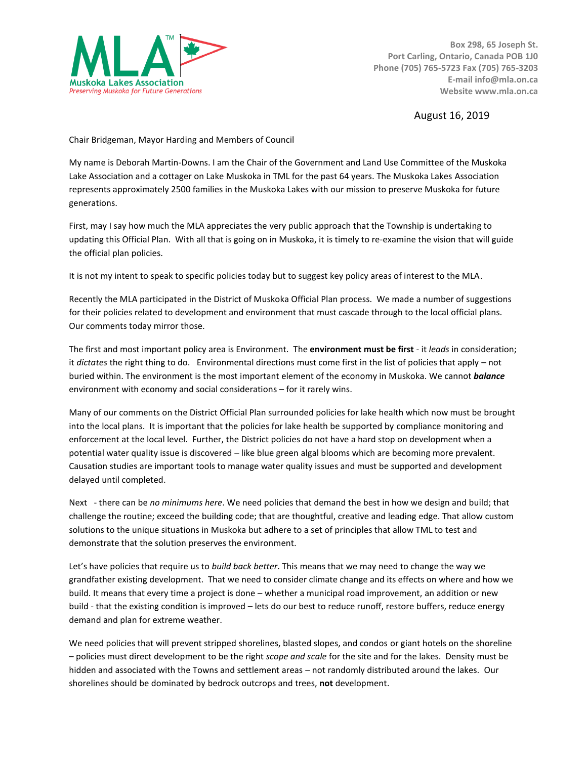**MLA™**
**Muskoka Lakes Association**
*Preserving Muskoka for Future Generations*

Box 298, 65 Joseph St.
Port Carling, Ontario, Canada POB 1J0
Phone (705) 765-5723 Fax (705) 765-3203
E-mail info@mla.on.ca
Website www.mla.on.ca

August 16, 2019

Chair Bridgeman, Mayor Harding and Members of Council

My name is Deborah Martin-Downs. I am the Chair of the Government and Land Use Committee of the Muskoka Lake Association and a cottager on Lake Muskoka in TML for the past 64 years. The Muskoka Lakes Association represents approximately 2500 families in the Muskoka Lakes with our mission to preserve Muskoka for future generations.

First, may I say how much the MLA appreciates the very public approach that the Township is undertaking to updating this Official Plan. With all that is going on in Muskoka, it is timely to re-examine the vision that will guide the official plan policies.

It is not my intent to speak to specific policies today but to suggest key policy areas of interest to the MLA.

Recently the MLA participated in the District of Muskoka Official Plan process. We made a number of suggestions for their policies related to development and environment that must cascade through to the local official plans. Our comments today mirror those.

The first and most important policy area is Environment. The **environment must be first** - it *leads* in consideration; it *dictates* the right thing to do. Environmental directions must come first in the list of policies that apply – not buried within. The environment is the most important element of the economy in Muskoka. We cannot ***balance*** environment with economy and social considerations – for it rarely wins.

Many of our comments on the District Official Plan surrounded policies for lake health which now must be brought into the local plans. It is important that the policies for lake health be supported by compliance monitoring and enforcement at the local level. Further, the District policies do not have a hard stop on development when a potential water quality issue is discovered – like blue green algal blooms which are becoming more prevalent. Causation studies are important tools to manage water quality issues and must be supported and development delayed until completed.

Next - there can be *no minimums here*. We need policies that demand the best in how we design and build; that challenge the routine; exceed the building code; that are thoughtful, creative and leading edge. That allow custom solutions to the unique situations in Muskoka but adhere to a set of principles that allow TML to test and demonstrate that the solution preserves the environment.

Let's have policies that require us to *build back better*. This means that we may need to change the way we grandfather existing development. That we need to consider climate change and its effects on where and how we build. It means that every time a project is done – whether a municipal road improvement, an addition or new build - that the existing condition is improved – lets do our best to reduce runoff, restore buffers, reduce energy demand and plan for extreme weather.

We need policies that will prevent stripped shorelines, blasted slopes, and condos or giant hotels on the shoreline – policies must direct development to be the right *scope and scale* for the site and for the lakes. Density must be hidden and associated with the Towns and settlement areas – not randomly distributed around the lakes. Our shorelines should be dominated by bedrock outcrops and trees, **not** development.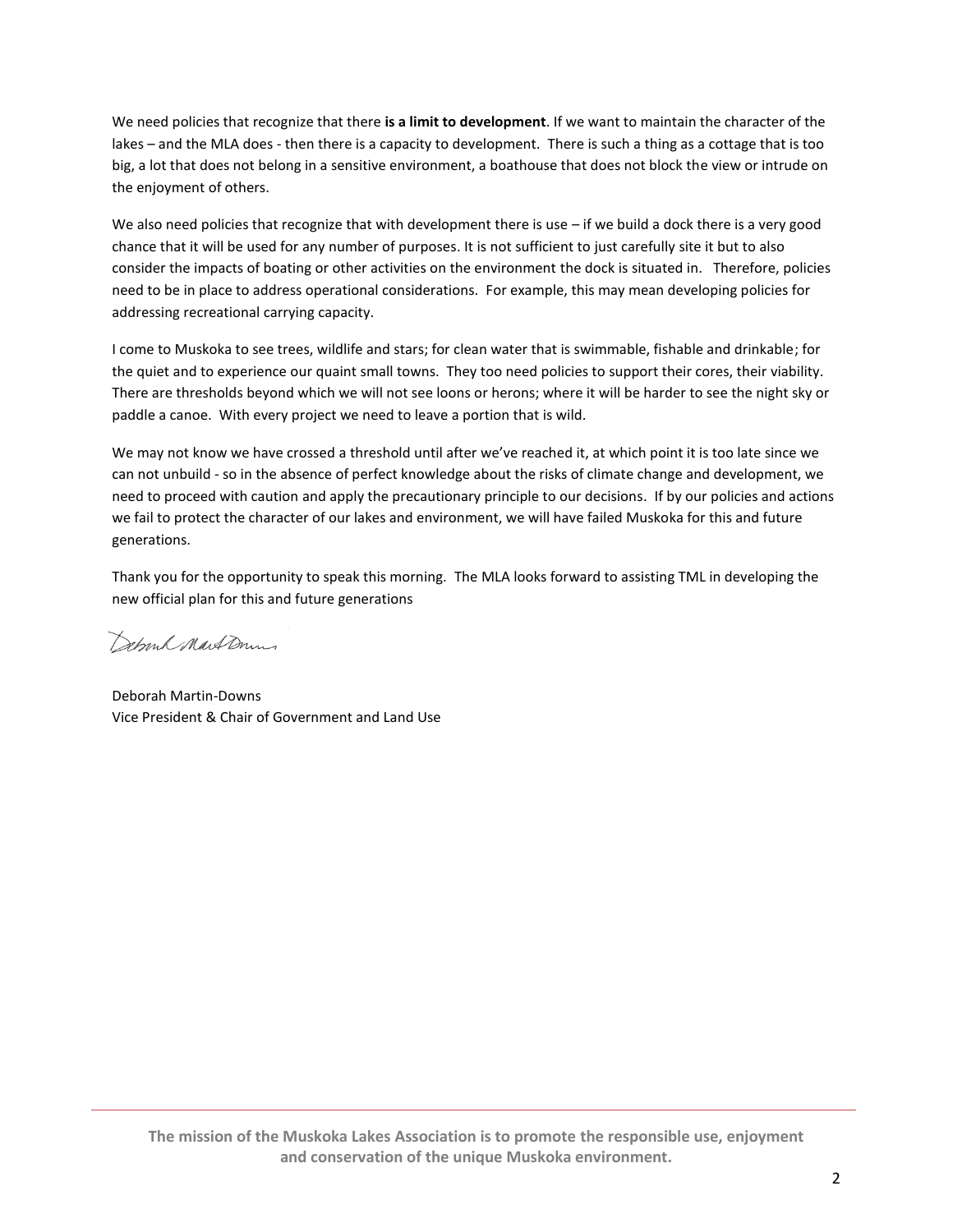We need policies that recognize that there **is a limit to development**. If we want to maintain the character of the lakes – and the MLA does - then there is a capacity to development. There is such a thing as a cottage that is too big, a lot that does not belong in a sensitive environment, a boathouse that does not block the view or intrude on the enjoyment of others.

We also need policies that recognize that with development there is use – if we build a dock there is a very good chance that it will be used for any number of purposes. It is not sufficient to just carefully site it but to also consider the impacts of boating or other activities on the environment the dock is situated in. Therefore, policies need to be in place to address operational considerations. For example, this may mean developing policies for addressing recreational carrying capacity.

I come to Muskoka to see trees, wildlife and stars; for clean water that is swimmable, fishable and drinkable; for the quiet and to experience our quaint small towns. They too need policies to support their cores, their viability. There are thresholds beyond which we will not see loons or herons; where it will be harder to see the night sky or paddle a canoe. With every project we need to leave a portion that is wild.

We may not know we have crossed a threshold until after we've reached it, at which point it is too late since we can not unbuild - so in the absence of perfect knowledge about the risks of climate change and development, we need to proceed with caution and apply the precautionary principle to our decisions. If by our policies and actions we fail to protect the character of our lakes and environment, we will have failed Muskoka for this and future generations.

Thank you for the opportunity to speak this morning. The MLA looks forward to assisting TML in developing the new official plan for this and future generations

Deborah Martin-Downs
Vice President & Chair of Government and Land Use

**The mission of the Muskoka Lakes Association is to promote the responsible use, enjoyment and conservation of the unique Muskoka environment.**